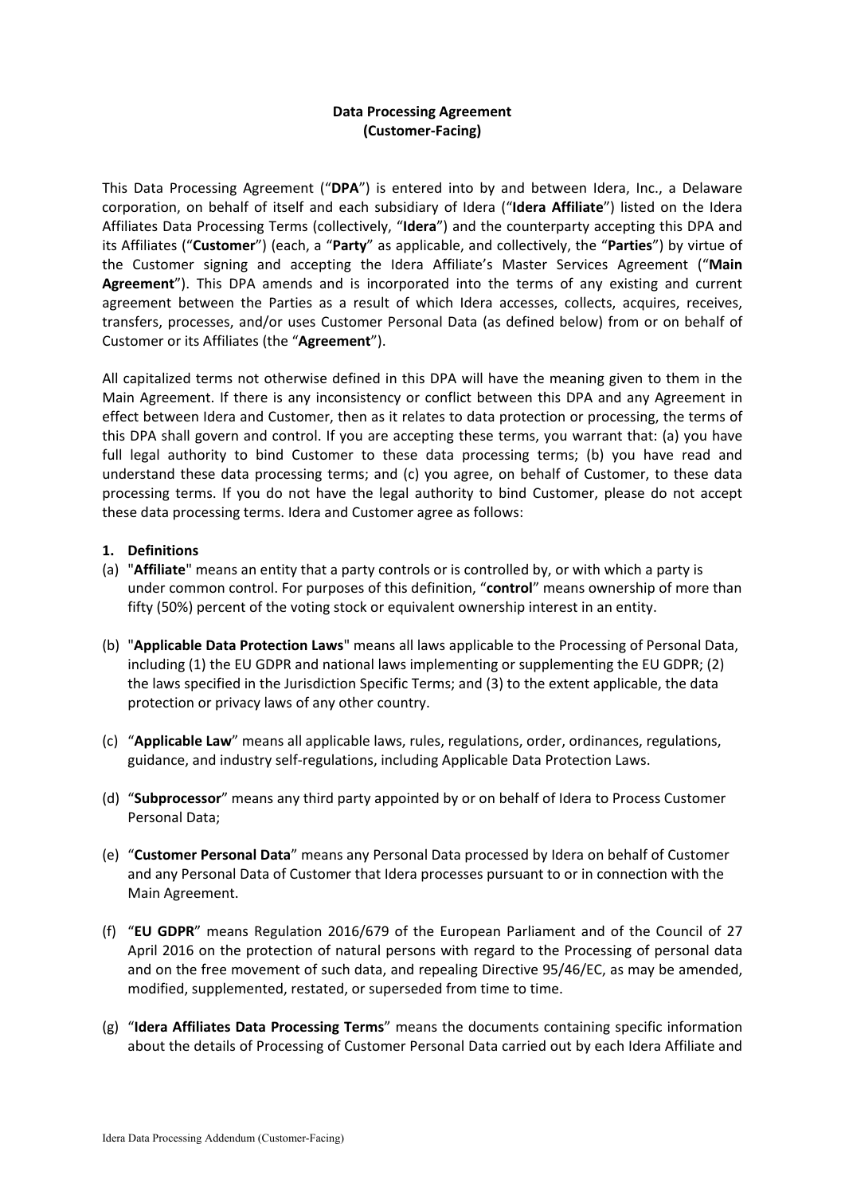**Data Processing Agreement**
**(Customer-Facing)**

This Data Processing Agreement ("**DPA**") is entered into by and between Idera, Inc., a Delaware corporation, on behalf of itself and each subsidiary of Idera ("**Idera Affiliate**") listed on the Idera Affiliates Data Processing Terms (collectively, "**Idera**") and the counterparty accepting this DPA and its Affiliates ("**Customer**") (each, a "**Party**" as applicable, and collectively, the "**Parties**") by virtue of the Customer signing and accepting the Idera Affiliate's Master Services Agreement ("**Main Agreement**"). This DPA amends and is incorporated into the terms of any existing and current agreement between the Parties as a result of which Idera accesses, collects, acquires, receives, transfers, processes, and/or uses Customer Personal Data (as defined below) from or on behalf of Customer or its Affiliates (the "**Agreement**").

All capitalized terms not otherwise defined in this DPA will have the meaning given to them in the Main Agreement. If there is any inconsistency or conflict between this DPA and any Agreement in effect between Idera and Customer, then as it relates to data protection or processing, the terms of this DPA shall govern and control. If you are accepting these terms, you warrant that: (a) you have full legal authority to bind Customer to these data processing terms; (b) you have read and understand these data processing terms; and (c) you agree, on behalf of Customer, to these data processing terms. If you do not have the legal authority to bind Customer, please do not accept these data processing terms. Idera and Customer agree as follows:

**1. Definitions**

(a) "**Affiliate**" means an entity that a party controls or is controlled by, or with which a party is under common control. For purposes of this definition, "**control**" means ownership of more than fifty (50%) percent of the voting stock or equivalent ownership interest in an entity.

(b) "**Applicable Data Protection Laws**" means all laws applicable to the Processing of Personal Data, including (1) the EU GDPR and national laws implementing or supplementing the EU GDPR; (2) the laws specified in the Jurisdiction Specific Terms; and (3) to the extent applicable, the data protection or privacy laws of any other country.

(c) "**Applicable Law**" means all applicable laws, rules, regulations, order, ordinances, regulations, guidance, and industry self-regulations, including Applicable Data Protection Laws.

(d) "**Subprocessor**" means any third party appointed by or on behalf of Idera to Process Customer Personal Data;

(e) "**Customer Personal Data**" means any Personal Data processed by Idera on behalf of Customer and any Personal Data of Customer that Idera processes pursuant to or in connection with the Main Agreement.

(f) "**EU GDPR**" means Regulation 2016/679 of the European Parliament and of the Council of 27 April 2016 on the protection of natural persons with regard to the Processing of personal data and on the free movement of such data, and repealing Directive 95/46/EC, as may be amended, modified, supplemented, restated, or superseded from time to time.

(g) "**Idera Affiliates Data Processing Terms**" means the documents containing specific information about the details of Processing of Customer Personal Data carried out by each Idera Affiliate and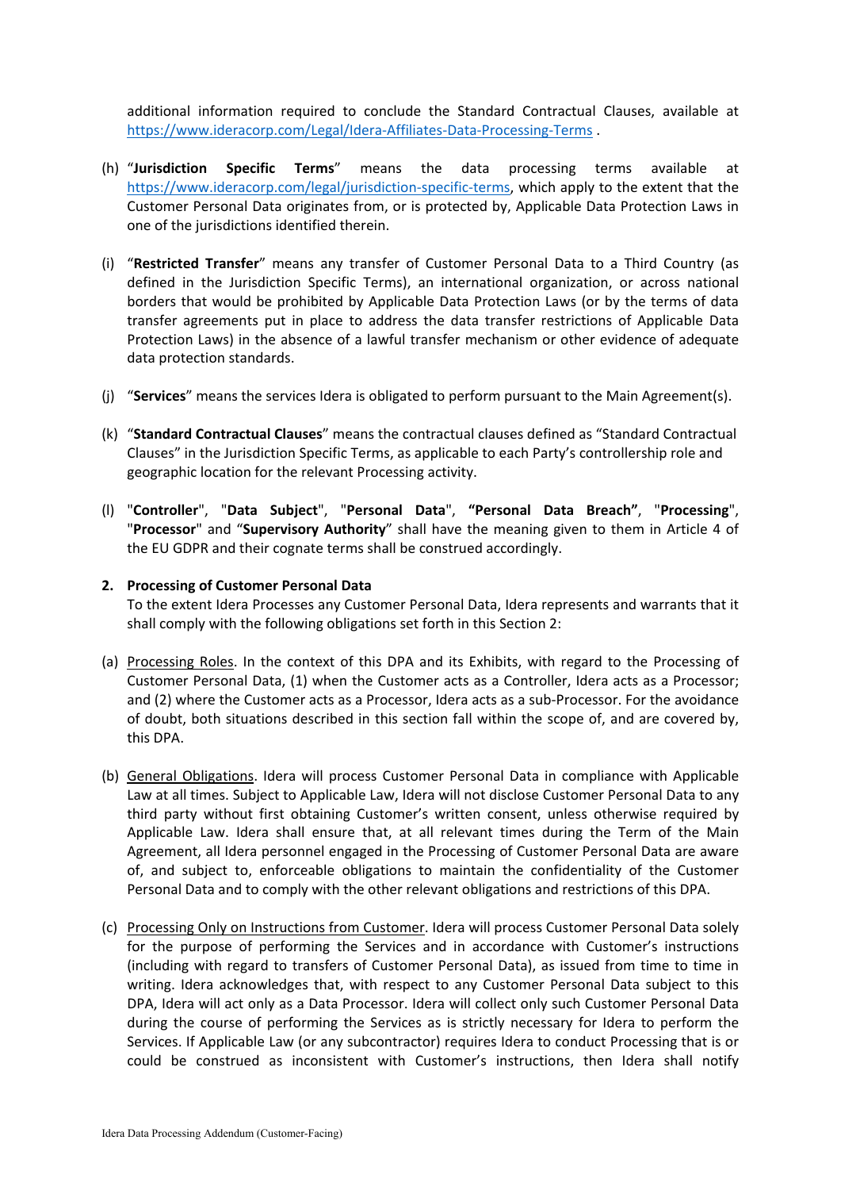additional information required to conclude the Standard Contractual Clauses, available at https://www.ideracorp.com/Legal/Idera-Affiliates-Data-Processing-Terms .

(h) "**Jurisdiction Specific Terms**" means the data processing terms available at https://www.ideracorp.com/legal/jurisdiction-specific-terms, which apply to the extent that the Customer Personal Data originates from, or is protected by, Applicable Data Protection Laws in one of the jurisdictions identified therein.

(i) "**Restricted Transfer**" means any transfer of Customer Personal Data to a Third Country (as defined in the Jurisdiction Specific Terms), an international organization, or across national borders that would be prohibited by Applicable Data Protection Laws (or by the terms of data transfer agreements put in place to address the data transfer restrictions of Applicable Data Protection Laws) in the absence of a lawful transfer mechanism or other evidence of adequate data protection standards.

(j) "**Services**" means the services Idera is obligated to perform pursuant to the Main Agreement(s).

(k) "**Standard Contractual Clauses**" means the contractual clauses defined as "Standard Contractual Clauses" in the Jurisdiction Specific Terms, as applicable to each Party's controllership role and geographic location for the relevant Processing activity.

(l) "**Controller**", "**Data Subject**", "**Personal Data**", **"Personal Data Breach"**, "**Processing**", "**Processor**" and "**Supervisory Authority**" shall have the meaning given to them in Article 4 of the EU GDPR and their cognate terms shall be construed accordingly.

**2. Processing of Customer Personal Data**

To the extent Idera Processes any Customer Personal Data, Idera represents and warrants that it shall comply with the following obligations set forth in this Section 2:

(a) Processing Roles. In the context of this DPA and its Exhibits, with regard to the Processing of Customer Personal Data, (1) when the Customer acts as a Controller, Idera acts as a Processor; and (2) where the Customer acts as a Processor, Idera acts as a sub-Processor. For the avoidance of doubt, both situations described in this section fall within the scope of, and are covered by, this DPA.

(b) General Obligations. Idera will process Customer Personal Data in compliance with Applicable Law at all times. Subject to Applicable Law, Idera will not disclose Customer Personal Data to any third party without first obtaining Customer's written consent, unless otherwise required by Applicable Law. Idera shall ensure that, at all relevant times during the Term of the Main Agreement, all Idera personnel engaged in the Processing of Customer Personal Data are aware of, and subject to, enforceable obligations to maintain the confidentiality of the Customer Personal Data and to comply with the other relevant obligations and restrictions of this DPA.

(c) Processing Only on Instructions from Customer. Idera will process Customer Personal Data solely for the purpose of performing the Services and in accordance with Customer's instructions (including with regard to transfers of Customer Personal Data), as issued from time to time in writing. Idera acknowledges that, with respect to any Customer Personal Data subject to this DPA, Idera will act only as a Data Processor. Idera will collect only such Customer Personal Data during the course of performing the Services as is strictly necessary for Idera to perform the Services. If Applicable Law (or any subcontractor) requires Idera to conduct Processing that is or could be construed as inconsistent with Customer's instructions, then Idera shall notify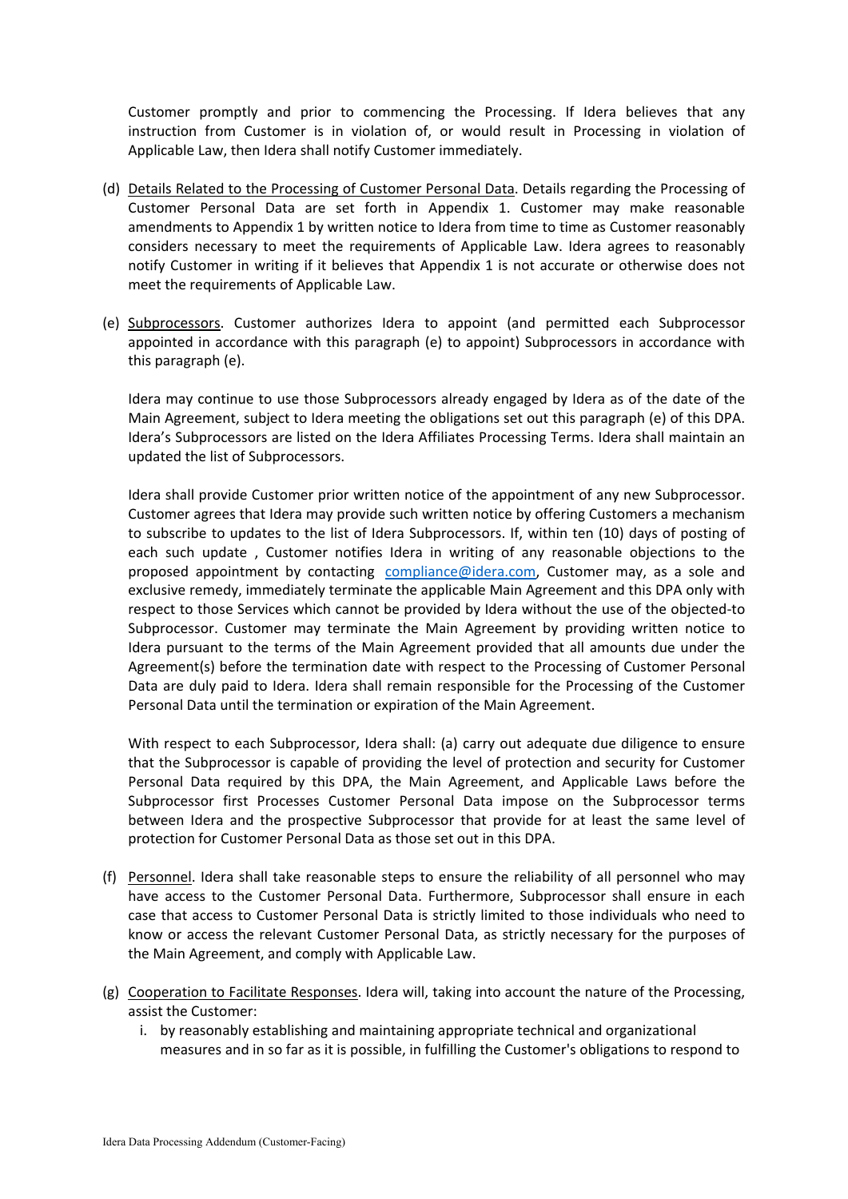Customer promptly and prior to commencing the Processing. If Idera believes that any instruction from Customer is in violation of, or would result in Processing in violation of Applicable Law, then Idera shall notify Customer immediately.

(d) Details Related to the Processing of Customer Personal Data. Details regarding the Processing of Customer Personal Data are set forth in Appendix 1. Customer may make reasonable amendments to Appendix 1 by written notice to Idera from time to time as Customer reasonably considers necessary to meet the requirements of Applicable Law. Idera agrees to reasonably notify Customer in writing if it believes that Appendix 1 is not accurate or otherwise does not meet the requirements of Applicable Law.

(e) Subprocessors. Customer authorizes Idera to appoint (and permitted each Subprocessor appointed in accordance with this paragraph (e) to appoint) Subprocessors in accordance with this paragraph (e).

Idera may continue to use those Subprocessors already engaged by Idera as of the date of the Main Agreement, subject to Idera meeting the obligations set out this paragraph (e) of this DPA. Idera's Subprocessors are listed on the Idera Affiliates Processing Terms. Idera shall maintain an updated the list of Subprocessors.

Idera shall provide Customer prior written notice of the appointment of any new Subprocessor. Customer agrees that Idera may provide such written notice by offering Customers a mechanism to subscribe to updates to the list of Idera Subprocessors. If, within ten (10) days of posting of each such update , Customer notifies Idera in writing of any reasonable objections to the proposed appointment by contacting compliance@idera.com, Customer may, as a sole and exclusive remedy, immediately terminate the applicable Main Agreement and this DPA only with respect to those Services which cannot be provided by Idera without the use of the objected-to Subprocessor. Customer may terminate the Main Agreement by providing written notice to Idera pursuant to the terms of the Main Agreement provided that all amounts due under the Agreement(s) before the termination date with respect to the Processing of Customer Personal Data are duly paid to Idera. Idera shall remain responsible for the Processing of the Customer Personal Data until the termination or expiration of the Main Agreement.

With respect to each Subprocessor, Idera shall: (a) carry out adequate due diligence to ensure that the Subprocessor is capable of providing the level of protection and security for Customer Personal Data required by this DPA, the Main Agreement, and Applicable Laws before the Subprocessor first Processes Customer Personal Data impose on the Subprocessor terms between Idera and the prospective Subprocessor that provide for at least the same level of protection for Customer Personal Data as those set out in this DPA.

(f) Personnel. Idera shall take reasonable steps to ensure the reliability of all personnel who may have access to the Customer Personal Data. Furthermore, Subprocessor shall ensure in each case that access to Customer Personal Data is strictly limited to those individuals who need to know or access the relevant Customer Personal Data, as strictly necessary for the purposes of the Main Agreement, and comply with Applicable Law.

(g) Cooperation to Facilitate Responses. Idera will, taking into account the nature of the Processing, assist the Customer:

i. by reasonably establishing and maintaining appropriate technical and organizational measures and in so far as it is possible, in fulfilling the Customer's obligations to respond to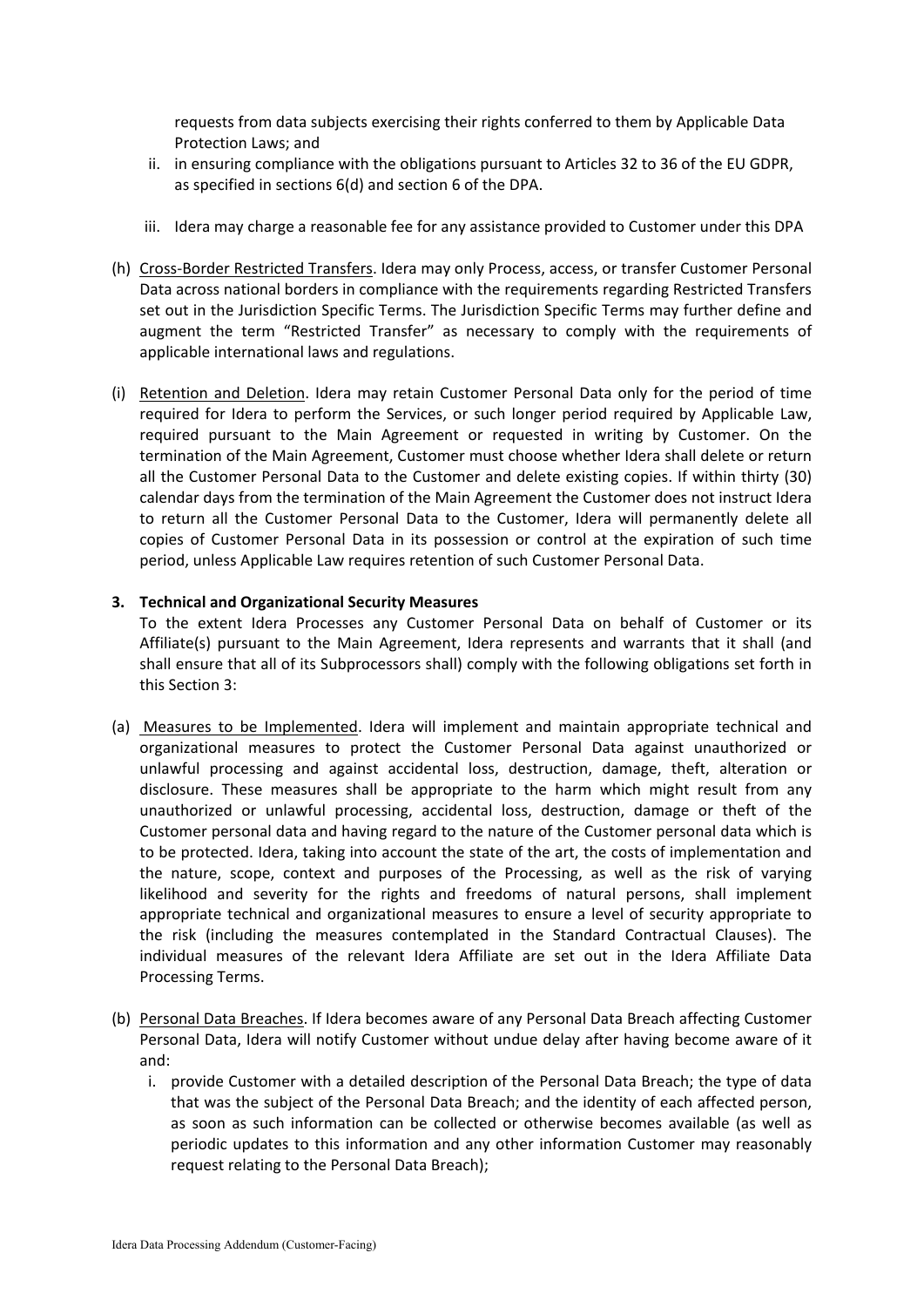requests from data subjects exercising their rights conferred to them by Applicable Data Protection Laws; and

ii. in ensuring compliance with the obligations pursuant to Articles 32 to 36 of the EU GDPR, as specified in sections 6(d) and section 6 of the DPA.

iii. Idera may charge a reasonable fee for any assistance provided to Customer under this DPA

(h) Cross-Border Restricted Transfers. Idera may only Process, access, or transfer Customer Personal Data across national borders in compliance with the requirements regarding Restricted Transfers set out in the Jurisdiction Specific Terms. The Jurisdiction Specific Terms may further define and augment the term "Restricted Transfer" as necessary to comply with the requirements of applicable international laws and regulations.

(i) Retention and Deletion. Idera may retain Customer Personal Data only for the period of time required for Idera to perform the Services, or such longer period required by Applicable Law, required pursuant to the Main Agreement or requested in writing by Customer. On the termination of the Main Agreement, Customer must choose whether Idera shall delete or return all the Customer Personal Data to the Customer and delete existing copies. If within thirty (30) calendar days from the termination of the Main Agreement the Customer does not instruct Idera to return all the Customer Personal Data to the Customer, Idera will permanently delete all copies of Customer Personal Data in its possession or control at the expiration of such time period, unless Applicable Law requires retention of such Customer Personal Data.

**3. Technical and Organizational Security Measures**

To the extent Idera Processes any Customer Personal Data on behalf of Customer or its Affiliate(s) pursuant to the Main Agreement, Idera represents and warrants that it shall (and shall ensure that all of its Subprocessors shall) comply with the following obligations set forth in this Section 3:

(a) Measures to be Implemented. Idera will implement and maintain appropriate technical and organizational measures to protect the Customer Personal Data against unauthorized or unlawful processing and against accidental loss, destruction, damage, theft, alteration or disclosure. These measures shall be appropriate to the harm which might result from any unauthorized or unlawful processing, accidental loss, destruction, damage or theft of the Customer personal data and having regard to the nature of the Customer personal data which is to be protected. Idera, taking into account the state of the art, the costs of implementation and the nature, scope, context and purposes of the Processing, as well as the risk of varying likelihood and severity for the rights and freedoms of natural persons, shall implement appropriate technical and organizational measures to ensure a level of security appropriate to the risk (including the measures contemplated in the Standard Contractual Clauses). The individual measures of the relevant Idera Affiliate are set out in the Idera Affiliate Data Processing Terms.

(b) Personal Data Breaches. If Idera becomes aware of any Personal Data Breach affecting Customer Personal Data, Idera will notify Customer without undue delay after having become aware of it and:

i. provide Customer with a detailed description of the Personal Data Breach; the type of data that was the subject of the Personal Data Breach; and the identity of each affected person, as soon as such information can be collected or otherwise becomes available (as well as periodic updates to this information and any other information Customer may reasonably request relating to the Personal Data Breach);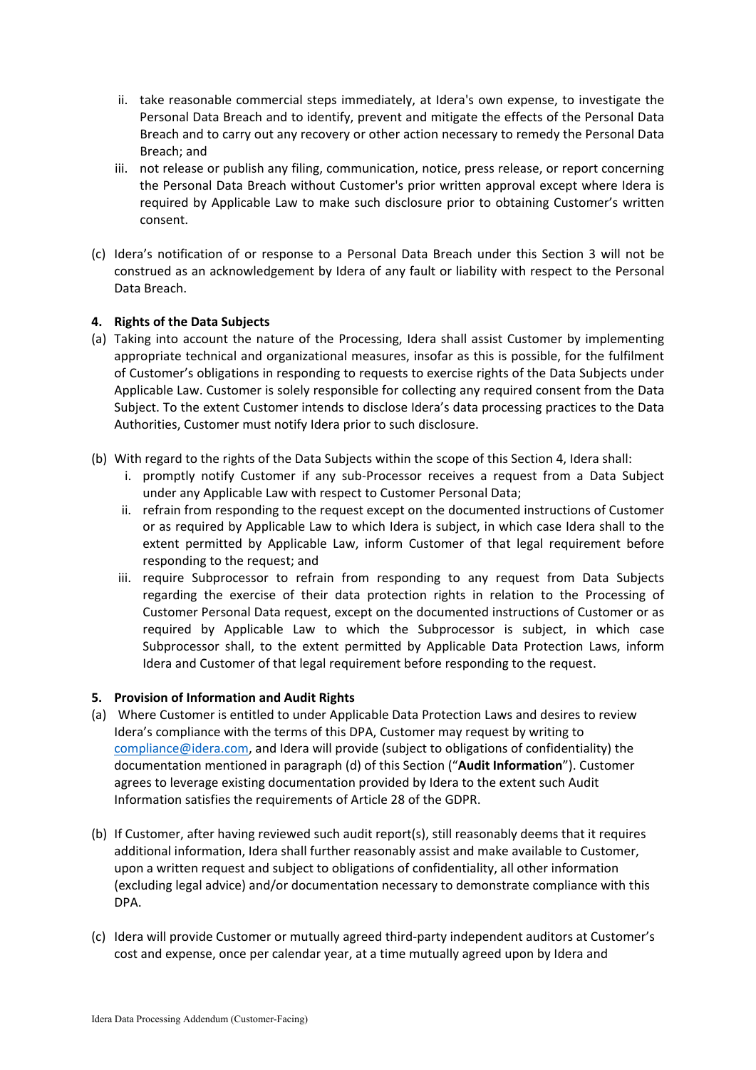ii. take reasonable commercial steps immediately, at Idera's own expense, to investigate the Personal Data Breach and to identify, prevent and mitigate the effects of the Personal Data Breach and to carry out any recovery or other action necessary to remedy the Personal Data Breach; and
   iii. not release or publish any filing, communication, notice, press release, or report concerning the Personal Data Breach without Customer's prior written approval except where Idera is required by Applicable Law to make such disclosure prior to obtaining Customer's written consent.

(c) Idera's notification of or response to a Personal Data Breach under this Section 3 will not be construed as an acknowledgement by Idera of any fault or liability with respect to the Personal Data Breach.

**4. Rights of the Data Subjects**

(a) Taking into account the nature of the Processing, Idera shall assist Customer by implementing appropriate technical and organizational measures, insofar as this is possible, for the fulfilment of Customer's obligations in responding to requests to exercise rights of the Data Subjects under Applicable Law. Customer is solely responsible for collecting any required consent from the Data Subject. To the extent Customer intends to disclose Idera's data processing practices to the Data Authorities, Customer must notify Idera prior to such disclosure.

(b) With regard to the rights of the Data Subjects within the scope of this Section 4, Idera shall:
   i. promptly notify Customer if any sub-Processor receives a request from a Data Subject under any Applicable Law with respect to Customer Personal Data;
   ii. refrain from responding to the request except on the documented instructions of Customer or as required by Applicable Law to which Idera is subject, in which case Idera shall to the extent permitted by Applicable Law, inform Customer of that legal requirement before responding to the request; and
   iii. require Subprocessor to refrain from responding to any request from Data Subjects regarding the exercise of their data protection rights in relation to the Processing of Customer Personal Data request, except on the documented instructions of Customer or as required by Applicable Law to which the Subprocessor is subject, in which case Subprocessor shall, to the extent permitted by Applicable Data Protection Laws, inform Idera and Customer of that legal requirement before responding to the request.

**5. Provision of Information and Audit Rights**

(a) Where Customer is entitled to under Applicable Data Protection Laws and desires to review Idera's compliance with the terms of this DPA, Customer may request by writing to [compliance@idera.com](mailto:compliance@idera.com), and Idera will provide (subject to obligations of confidentiality) the documentation mentioned in paragraph (d) of this Section ("**Audit Information**"). Customer agrees to leverage existing documentation provided by Idera to the extent such Audit Information satisfies the requirements of Article 28 of the GDPR.

(b) If Customer, after having reviewed such audit report(s), still reasonably deems that it requires additional information, Idera shall further reasonably assist and make available to Customer, upon a written request and subject to obligations of confidentiality, all other information (excluding legal advice) and/or documentation necessary to demonstrate compliance with this DPA.

(c) Idera will provide Customer or mutually agreed third-party independent auditors at Customer's cost and expense, once per calendar year, at a time mutually agreed upon by Idera and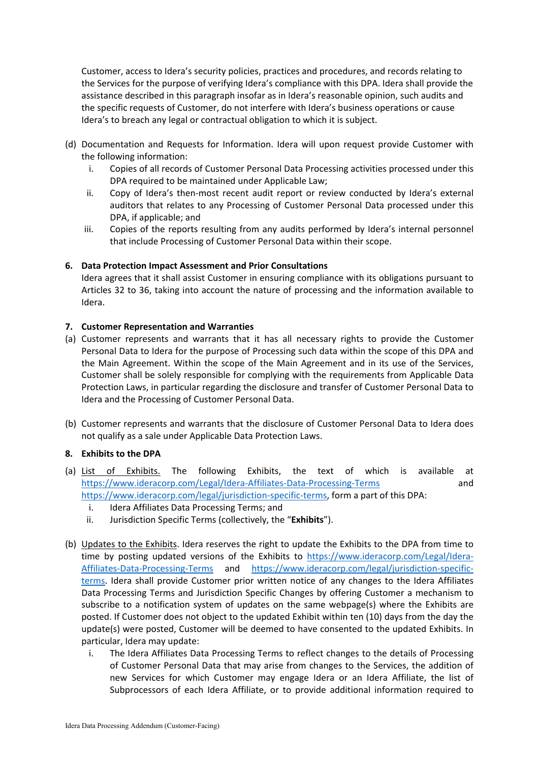Customer, access to Idera's security policies, practices and procedures, and records relating to the Services for the purpose of verifying Idera's compliance with this DPA. Idera shall provide the assistance described in this paragraph insofar as in Idera's reasonable opinion, such audits and the specific requests of Customer, do not interfere with Idera's business operations or cause Idera's to breach any legal or contractual obligation to which it is subject.

(d) Documentation and Requests for Information. Idera will upon request provide Customer with the following information:

i. Copies of all records of Customer Personal Data Processing activities processed under this DPA required to be maintained under Applicable Law;

ii. Copy of Idera's then-most recent audit report or review conducted by Idera's external auditors that relates to any Processing of Customer Personal Data processed under this DPA, if applicable; and

iii. Copies of the reports resulting from any audits performed by Idera's internal personnel that include Processing of Customer Personal Data within their scope.

**6. Data Protection Impact Assessment and Prior Consultations**

Idera agrees that it shall assist Customer in ensuring compliance with its obligations pursuant to Articles 32 to 36, taking into account the nature of processing and the information available to Idera.

**7. Customer Representation and Warranties**

(a) Customer represents and warrants that it has all necessary rights to provide the Customer Personal Data to Idera for the purpose of Processing such data within the scope of this DPA and the Main Agreement. Within the scope of the Main Agreement and in its use of the Services, Customer shall be solely responsible for complying with the requirements from Applicable Data Protection Laws, in particular regarding the disclosure and transfer of Customer Personal Data to Idera and the Processing of Customer Personal Data.

(b) Customer represents and warrants that the disclosure of Customer Personal Data to Idera does not qualify as a sale under Applicable Data Protection Laws.

**8. Exhibits to the DPA**

(a) List of Exhibits. The following Exhibits, the text of which is available at https://www.ideracorp.com/Legal/Idera-Affiliates-Data-Processing-Terms and https://www.ideracorp.com/legal/jurisdiction-specific-terms, form a part of this DPA:

i. Idera Affiliates Data Processing Terms; and

ii. Jurisdiction Specific Terms (collectively, the "**Exhibits**").

(b) Updates to the Exhibits. Idera reserves the right to update the Exhibits to the DPA from time to time by posting updated versions of the Exhibits to https://www.ideracorp.com/Legal/Idera-Affiliates-Data-Processing-Terms and https://www.ideracorp.com/legal/jurisdiction-specific-terms. Idera shall provide Customer prior written notice of any changes to the Idera Affiliates Data Processing Terms and Jurisdiction Specific Changes by offering Customer a mechanism to subscribe to a notification system of updates on the same webpage(s) where the Exhibits are posted. If Customer does not object to the updated Exhibit within ten (10) days from the day the update(s) were posted, Customer will be deemed to have consented to the updated Exhibits. In particular, Idera may update:

i. The Idera Affiliates Data Processing Terms to reflect changes to the details of Processing of Customer Personal Data that may arise from changes to the Services, the addition of new Services for which Customer may engage Idera or an Idera Affiliate, the list of Subprocessors of each Idera Affiliate, or to provide additional information required to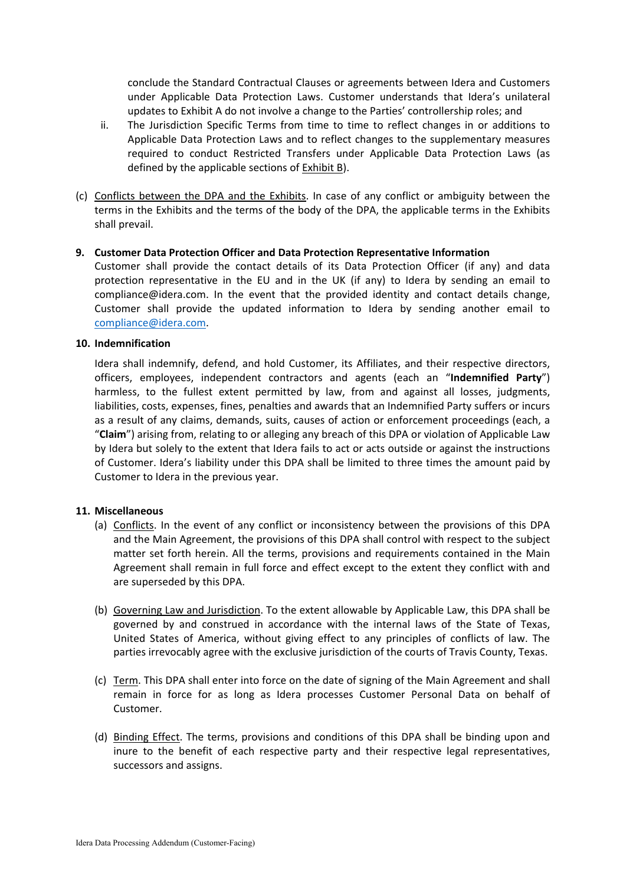conclude the Standard Contractual Clauses or agreements between Idera and Customers under Applicable Data Protection Laws. Customer understands that Idera's unilateral updates to Exhibit A do not involve a change to the Parties' controllership roles; and

ii. The Jurisdiction Specific Terms from time to time to reflect changes in or additions to Applicable Data Protection Laws and to reflect changes to the supplementary measures required to conduct Restricted Transfers under Applicable Data Protection Laws (as defined by the applicable sections of Exhibit B).

(c) Conflicts between the DPA and the Exhibits. In case of any conflict or ambiguity between the terms in the Exhibits and the terms of the body of the DPA, the applicable terms in the Exhibits shall prevail.

**9. Customer Data Protection Officer and Data Protection Representative Information**

Customer shall provide the contact details of its Data Protection Officer (if any) and data protection representative in the EU and in the UK (if any) to Idera by sending an email to compliance@idera.com. In the event that the provided identity and contact details change, Customer shall provide the updated information to Idera by sending another email to compliance@idera.com.

**10. Indemnification**

Idera shall indemnify, defend, and hold Customer, its Affiliates, and their respective directors, officers, employees, independent contractors and agents (each an "**Indemnified Party**") harmless, to the fullest extent permitted by law, from and against all losses, judgments, liabilities, costs, expenses, fines, penalties and awards that an Indemnified Party suffers or incurs as a result of any claims, demands, suits, causes of action or enforcement proceedings (each, a "**Claim**") arising from, relating to or alleging any breach of this DPA or violation of Applicable Law by Idera but solely to the extent that Idera fails to act or acts outside or against the instructions of Customer. Idera's liability under this DPA shall be limited to three times the amount paid by Customer to Idera in the previous year.

**11. Miscellaneous**

(a) Conflicts. In the event of any conflict or inconsistency between the provisions of this DPA and the Main Agreement, the provisions of this DPA shall control with respect to the subject matter set forth herein. All the terms, provisions and requirements contained in the Main Agreement shall remain in full force and effect except to the extent they conflict with and are superseded by this DPA.

(b) Governing Law and Jurisdiction. To the extent allowable by Applicable Law, this DPA shall be governed by and construed in accordance with the internal laws of the State of Texas, United States of America, without giving effect to any principles of conflicts of law. The parties irrevocably agree with the exclusive jurisdiction of the courts of Travis County, Texas.

(c) Term. This DPA shall enter into force on the date of signing of the Main Agreement and shall remain in force for as long as Idera processes Customer Personal Data on behalf of Customer.

(d) Binding Effect. The terms, provisions and conditions of this DPA shall be binding upon and inure to the benefit of each respective party and their respective legal representatives, successors and assigns.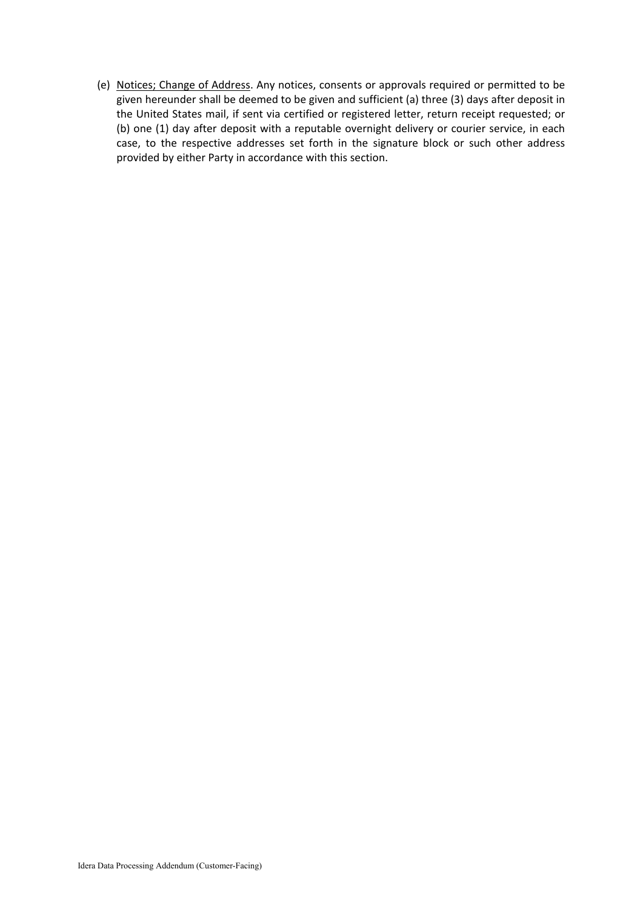(e) Notices; Change of Address. Any notices, consents or approvals required or permitted to be given hereunder shall be deemed to be given and sufficient (a) three (3) days after deposit in the United States mail, if sent via certified or registered letter, return receipt requested; or (b) one (1) day after deposit with a reputable overnight delivery or courier service, in each case, to the respective addresses set forth in the signature block or such other address provided by either Party in accordance with this section.